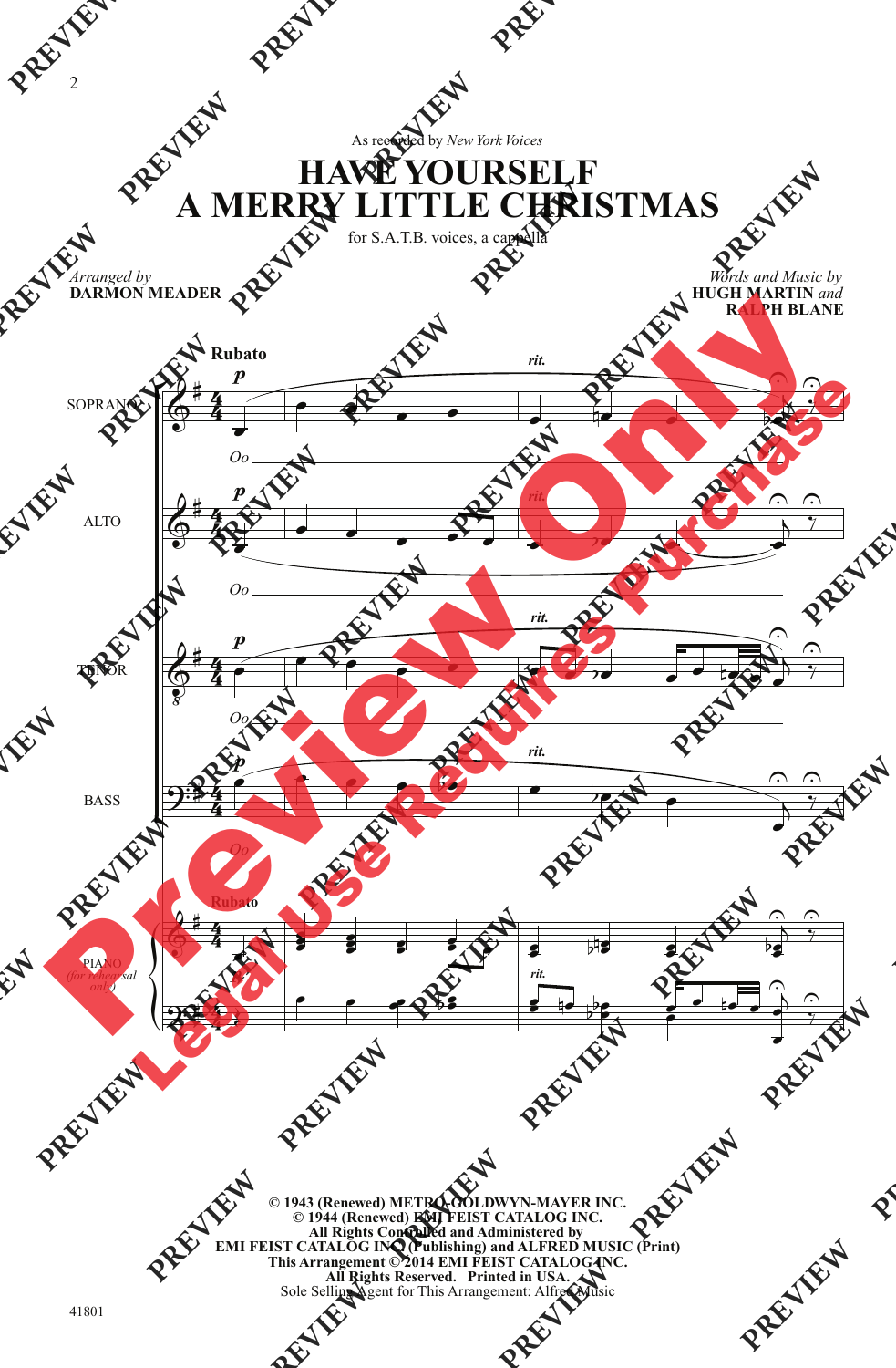As recorded by *New York Voices*

# HAVE YOURSELF A MERRY LITTLE CHRISTMAS

for S.A.T.B. voices, a cappella

*Arranged by*
**DARMON MEADER**

*Words and Music by*
**HUGH MARTIN** *and*
**RALPH BLANE**

**Rubato**

SOPRANO — *p* — *rit.* — Oo

ALTO — *p* — *rit.* — Oo

TENOR — *p* — *rit.* — Oo

BASS — *p* — *rit.* — Oo

PIANO *(for rehearsal only)* — **Rubato** — *rit.*

**© 1943 (Renewed) METRO-GOLDWYN-MAYER INC.**
**© 1944 (Renewed) EMI FEIST CATALOG INC.**
**All Rights Controlled and Administered by**
**EMI FEIST CATALOG INC. (Publishing) and ALFRED MUSIC (Print)**
**This Arrangement © 2014 EMI FEIST CATALOG INC.**
**All Rights Reserved. Printed in USA.**
Sole Selling Agent for This Arrangement: Alfred Music

41801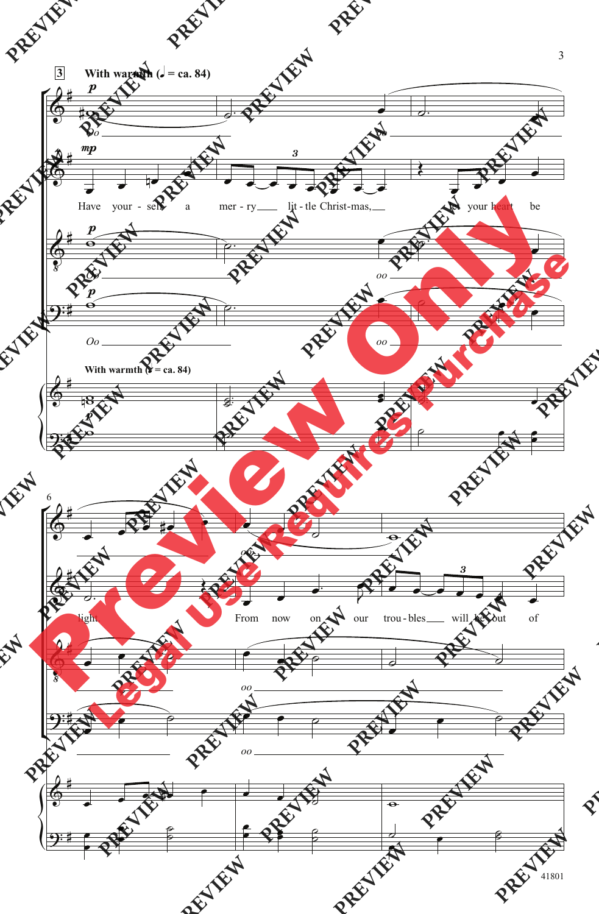3 With warmth (♩ = ca. 84)

Oo

Have your - self a mer - ry lit - tle Christ-mas, let your heart be

oo

Oo

oo

With warmth (♩ = ca. 84)

6

oo

light. From now on our trou - bles will be out of

oo

oo

41801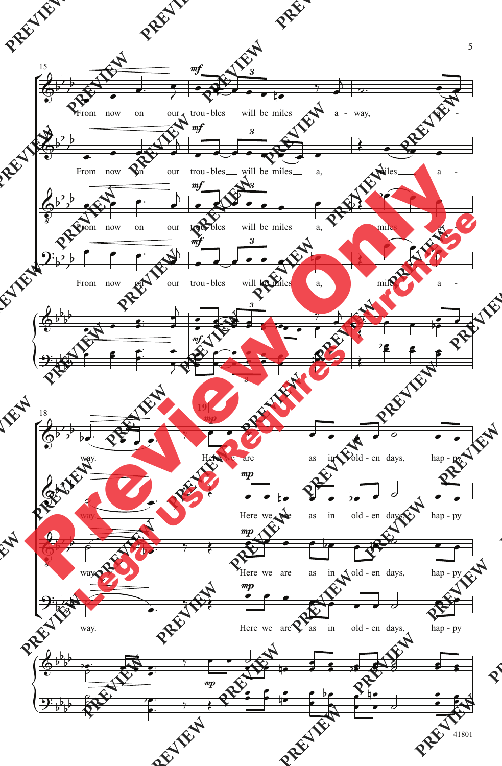From now on our trou-bles will be miles a-way, a-way.

Here we are as in old-en days, hap-py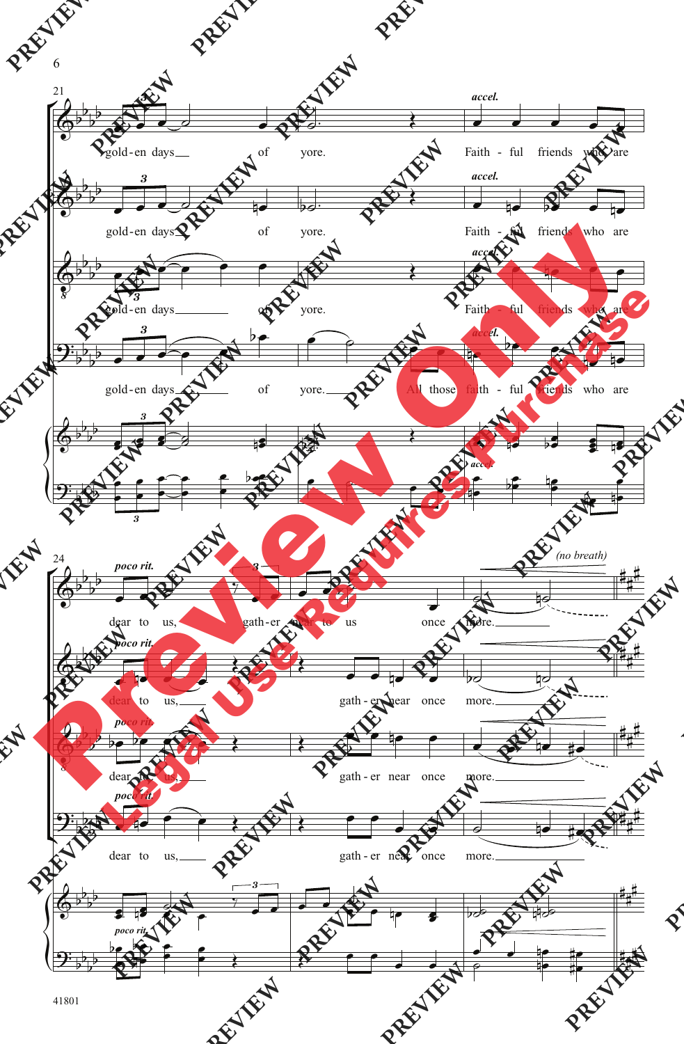21

*accel.*

gold-en days of yore. Faith - ful friends who are

gold-en days of yore. Faith - ful friends who are

gold-en days of yore. Faith - ful friends who are

gold-en days of yore. All those faith - ful friends who are

*accel.*

24

*poco rit.*

*(no breath)*

dear to us, gath-er near to us once more.

dear to us, gath - er near once more.

dear to us, gath - er near once more.

dear to us, gath - er near once more.

*poco rit.*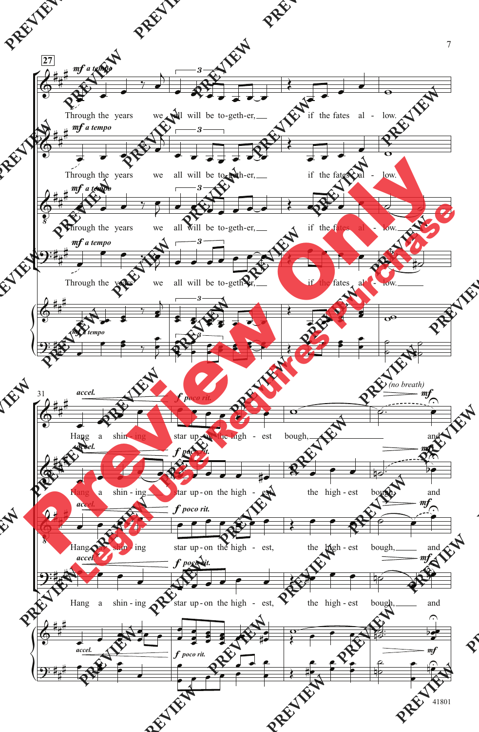27

*mf a tempo*

Through the years we all will be to-geth-er, if the fates al - low.

31

*accel.* *f poco rit.* *(no breath)* *mf*

Hang a shin - ing star up - on the high - est bough, and

Hang a shin - ing star up - on the high - est the high - est bough, and

Hang a shin - ing star up - on the high - est, the high - est bough, and

Hang a shin - ing star up - on the high - est, the high - est bough, and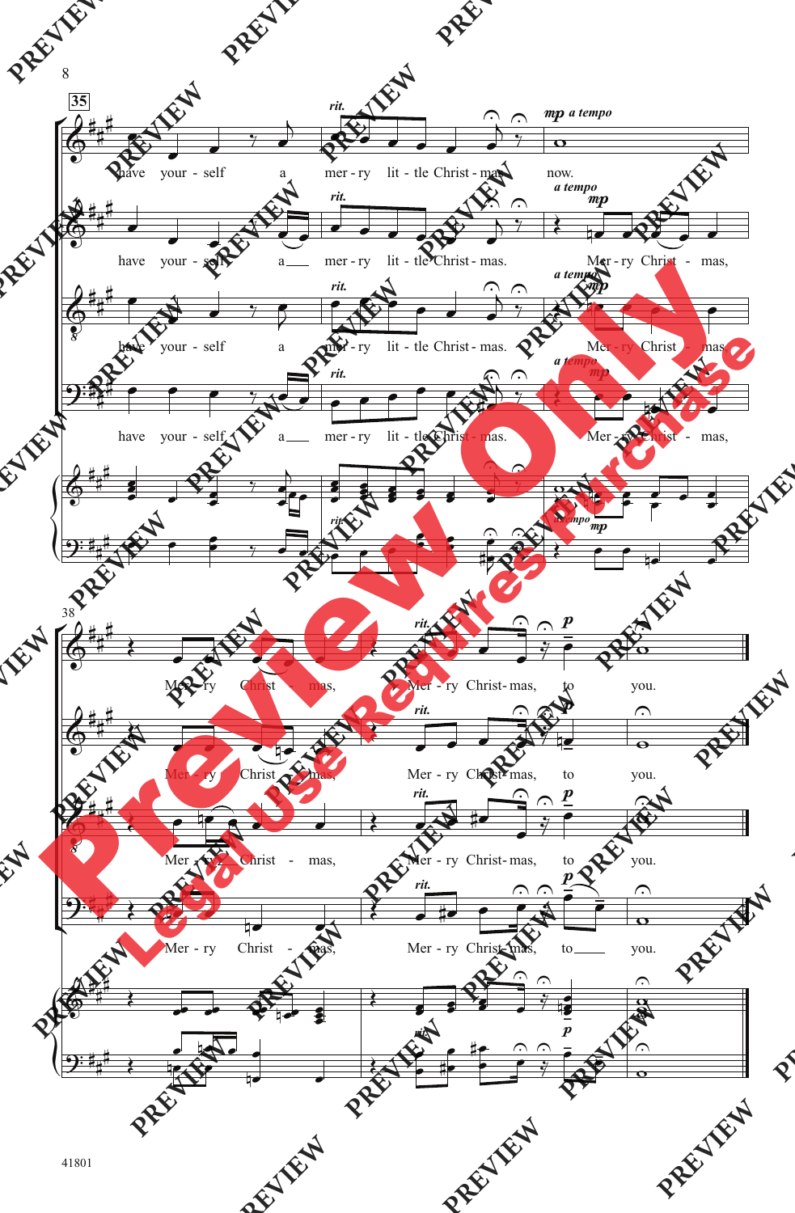35

*rit.* *mp a tempo*

have your - self a mer - ry lit - tle Christ - mas now.

have your - self a mer - ry lit - tle Christ - mas. Mer - ry Christ - mas,

have your - self a mer - ry lit - tle Christ - mas. Mer - ry Christ - mas,

have your - self a mer - ry lit - tle Christ - mas. Mer - ry Christ - mas,

38

*rit.* *p*

Mer - ry Christ - mas, Mer - ry Christ - mas, to you.

Mer - ry Christ - mas, Mer - ry Christ - mas, to you.

Mer - ry Christ - mas, Mer - ry Christ - mas, to you.

Mer - ry Christ - mas, Mer - ry Christ - mas, to you.